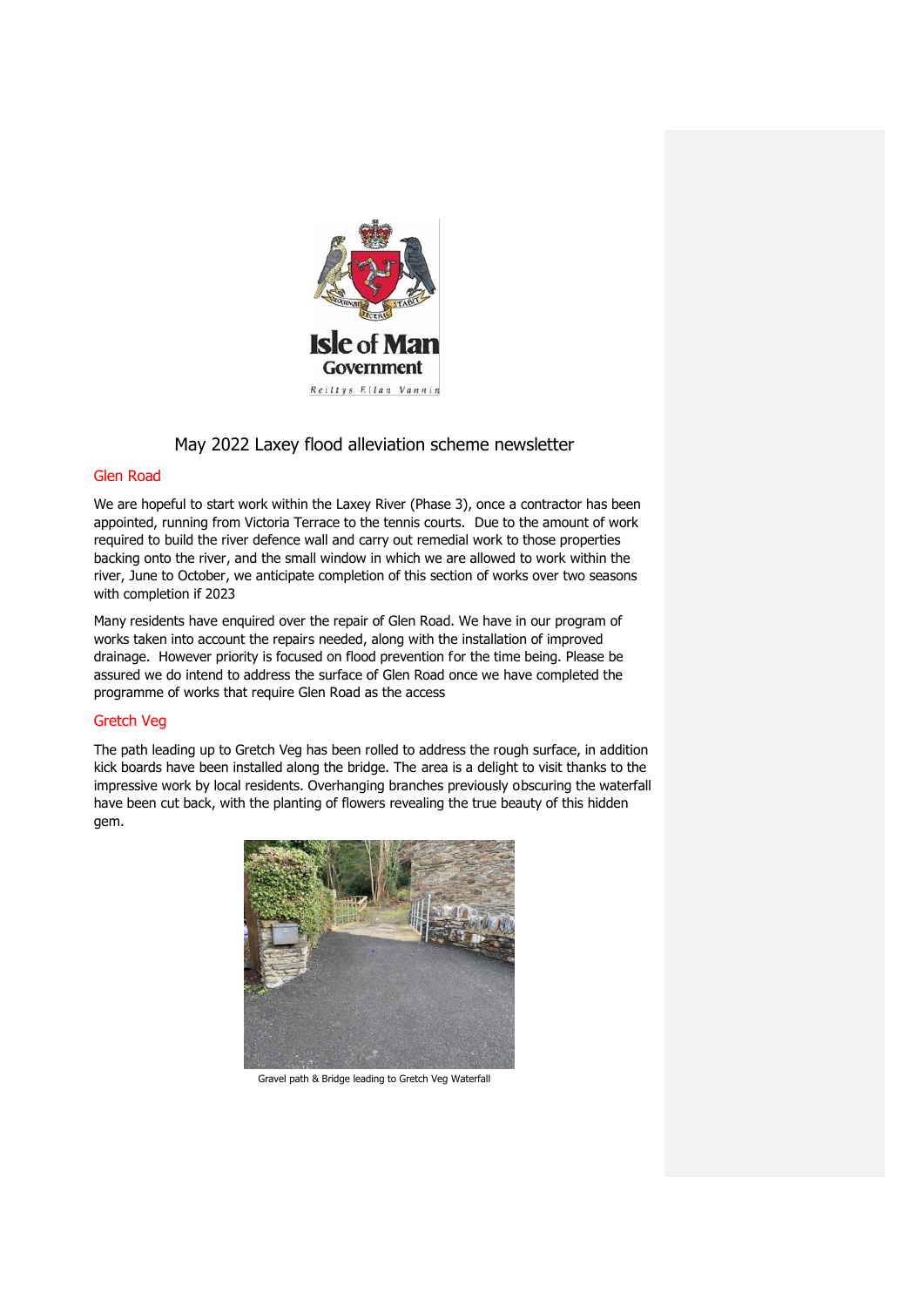# May 2022 Laxey flood alleviation scheme newsletter

## Glen Road

We are hopeful to start work within the Laxey River (Phase 3), once a contractor has been appointed, running from Victoria Terrace to the tennis courts. Due to the amount of work required to build the river defence wall and carry out remedial work to those properties backing onto the river, and the small window in which we are allowed to work within the river, June to October, we anticipate completion of this section of works over two seasons with completion if 2023

Many residents have enquired over the repair of Glen Road. We have in our program of works taken into account the repairs needed, along with the installation of improved drainage. However priority is focused on flood prevention for the time being. Please be assured we do intend to address the surface of Glen Road once we have completed the programme of works that require Glen Road as the access

## Gretch Veg

The path leading up to Gretch Veg has been rolled to address the rough surface, in addition kick boards have been installed along the bridge. The area is a delight to visit thanks to the impressive work by local residents. Overhanging branches previously obscuring the waterfall have been cut back, with the planting of flowers revealing the true beauty of this hidden gem.

Gravel path & Bridge leading to Gretch Veg Waterfall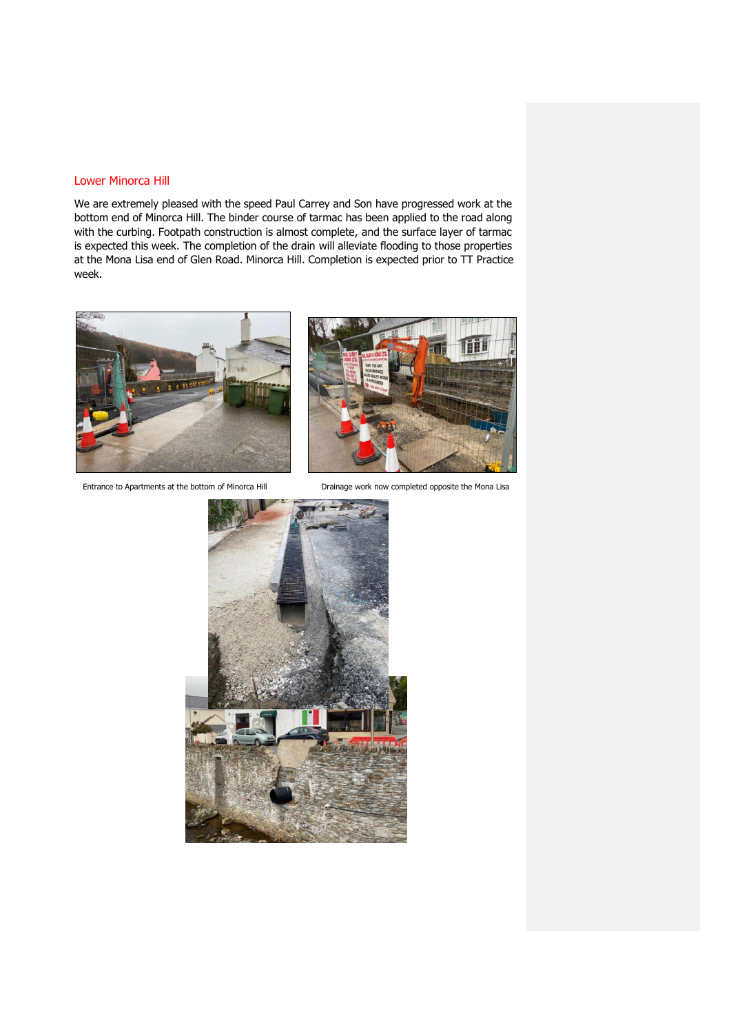## Lower Minorca Hill

We are extremely pleased with the speed Paul Carrey and Son have progressed work at the bottom end of Minorca Hill. The binder course of tarmac has been applied to the road along with the curbing. Footpath construction is almost complete, and the surface layer of tarmac is expected this week. The completion of the drain will alleviate flooding to those properties at the Mona Lisa end of Glen Road. Minorca Hill. Completion is expected prior to TT Practice week.

Entrance to Apartments at the bottom of Minorca Hill

Drainage work now completed opposite the Mona Lisa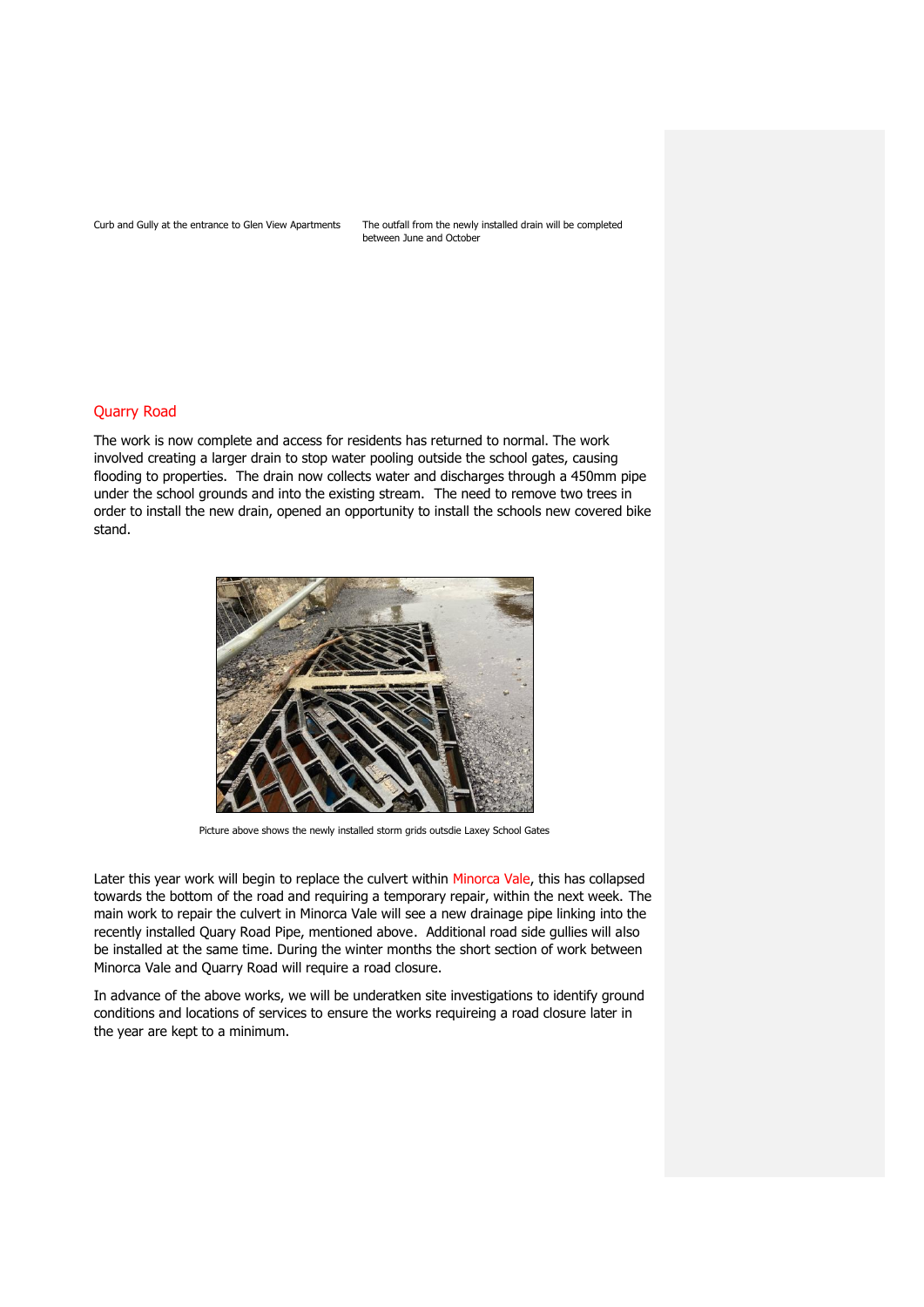Curb and Gully at the entrance to Glen View Apartments

The outfall from the newly installed drain will be completed between June and October

## Quarry Road

The work is now complete and access for residents has returned to normal. The work involved creating a larger drain to stop water pooling outside the school gates, causing flooding to properties. The drain now collects water and discharges through a 450mm pipe under the school grounds and into the existing stream. The need to remove two trees in order to install the new drain, opened an opportunity to install the schools new covered bike stand.

Picture above shows the newly installed storm grids outsdie Laxey School Gates

Later this year work will begin to replace the culvert within Minorca Vale, this has collapsed towards the bottom of the road and requiring a temporary repair, within the next week. The main work to repair the culvert in Minorca Vale will see a new drainage pipe linking into the recently installed Quary Road Pipe, mentioned above. Additional road side gullies will also be installed at the same time. During the winter months the short section of work between Minorca Vale and Quarry Road will require a road closure.

In advance of the above works, we will be underatken site investigations to identify ground conditions and locations of services to ensure the works requireing a road closure later in the year are kept to a minimum.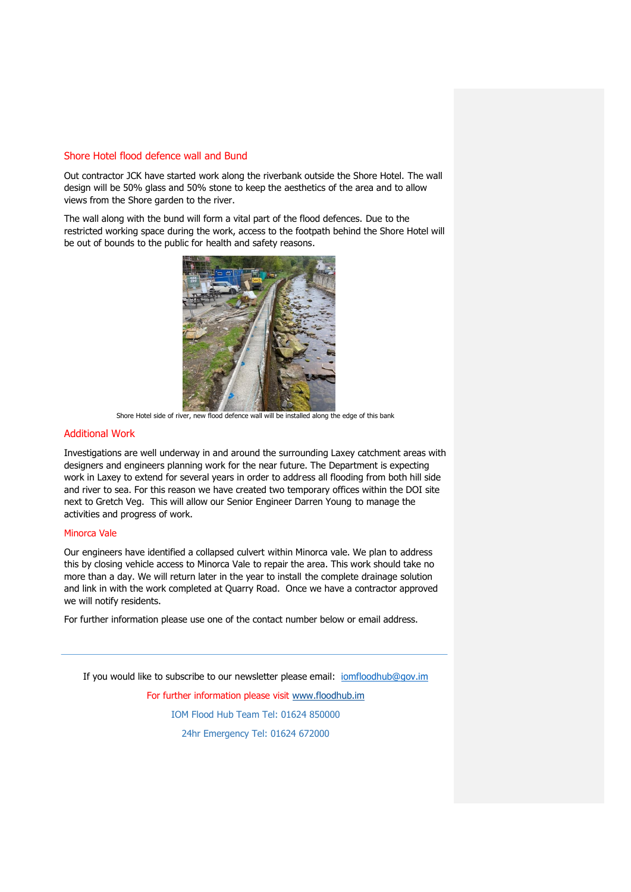## Shore Hotel flood defence wall and Bund

Out contractor JCK have started work along the riverbank outside the Shore Hotel. The wall design will be 50% glass and 50% stone to keep the aesthetics of the area and to allow views from the Shore garden to the river.

The wall along with the bund will form a vital part of the flood defences. Due to the restricted working space during the work, access to the footpath behind the Shore Hotel will be out of bounds to the public for health and safety reasons.

Shore Hotel side of river, new flood defence wall will be installed along the edge of this bank

## Additional Work

Investigations are well underway in and around the surrounding Laxey catchment areas with designers and engineers planning work for the near future. The Department is expecting work in Laxey to extend for several years in order to address all flooding from both hill side and river to sea. For this reason we have created two temporary offices within the DOI site next to Gretch Veg. This will allow our Senior Engineer Darren Young to manage the activities and progress of work.

### Minorca Vale

Our engineers have identified a collapsed culvert within Minorca vale. We plan to address this by closing vehicle access to Minorca Vale to repair the area. This work should take no more than a day. We will return later in the year to install the complete drainage solution and link in with the work completed at Quarry Road. Once we have a contractor approved we will notify residents.

For further information please use one of the contact number below or email address.

---

If you would like to subscribe to our newsletter please email: iomfloodhub@gov.im

For further information please visit www.floodhub.im

IOM Flood Hub Team Tel: 01624 850000

24hr Emergency Tel: 01624 672000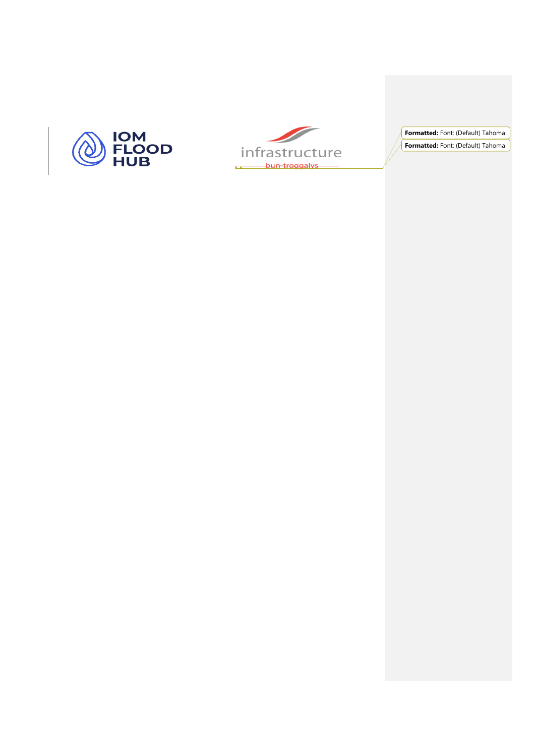IOM FLOOD HUB

infrastructure

~~bun troggalys~~

**Formatted:** Font: (Default) Tahoma

**Formatted:** Font: (Default) Tahoma